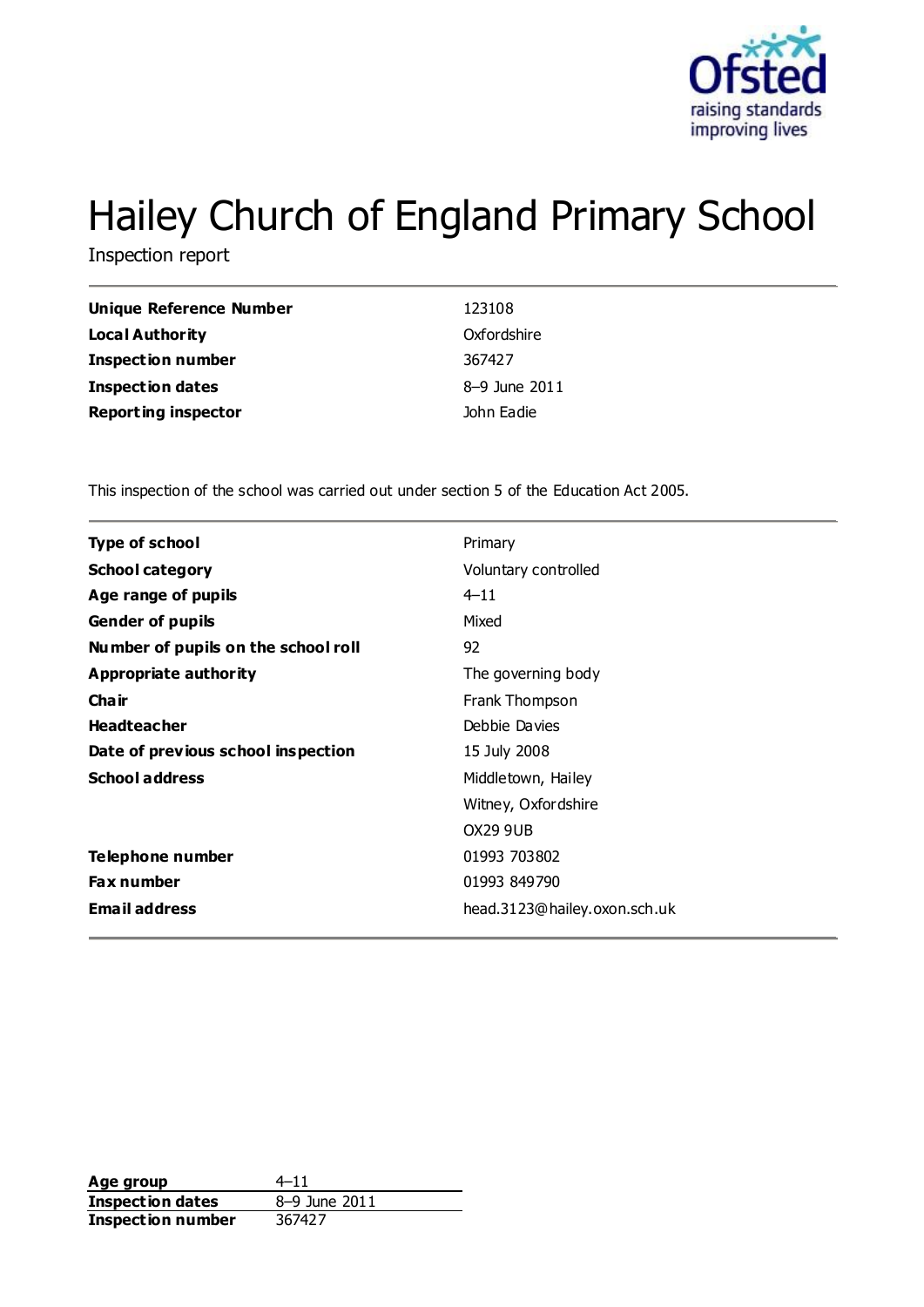# Hailey Church of England Primary School

Inspection report

| | |
|---|---|
| **Unique Reference Number** | 123108 |
| **Local Authority** | Oxfordshire |
| **Inspection number** | 367427 |
| **Inspection dates** | 8–9 June 2011 |
| **Reporting inspector** | John Eadie |

This inspection of the school was carried out under section 5 of the Education Act 2005.

| | |
|---|---|
| **Type of school** | Primary |
| **School category** | Voluntary controlled |
| **Age range of pupils** | 4–11 |
| **Gender of pupils** | Mixed |
| **Number of pupils on the school roll** | 92 |
| **Appropriate authority** | The governing body |
| **Chair** | Frank Thompson |
| **Headteacher** | Debbie Davies |
| **Date of previous school inspection** | 15 July 2008 |
| **School address** | Middletown, Hailey |
| | Witney, Oxfordshire |
| | OX29 9UB |
| **Telephone number** | 01993 703802 |
| **Fax number** | 01993 849790 |
| **Email address** | head.3123@hailey.oxon.sch.uk |

| | |
|---|---|
| **Age group** | 4–11 |
| **Inspection dates** | 8–9 June 2011 |
| **Inspection number** | 367427 |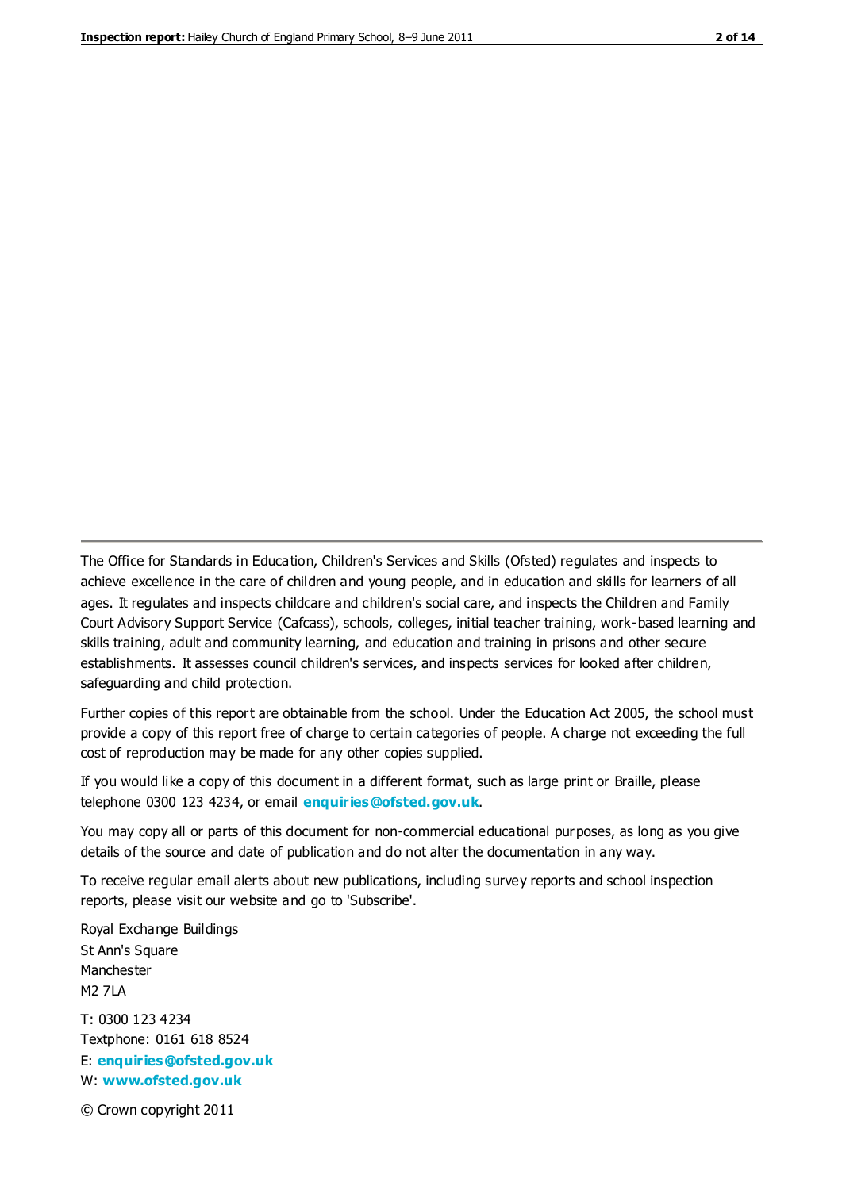The Office for Standards in Education, Children's Services and Skills (Ofsted) regulates and inspects to achieve excellence in the care of children and young people, and in education and skills for learners of all ages. It regulates and inspects childcare and children's social care, and inspects the Children and Family Court Advisory Support Service (Cafcass), schools, colleges, initial teacher training, work-based learning and skills training, adult and community learning, and education and training in prisons and other secure establishments. It assesses council children's services, and inspects services for looked after children, safeguarding and child protection.

Further copies of this report are obtainable from the school. Under the Education Act 2005, the school must provide a copy of this report free of charge to certain categories of people. A charge not exceeding the full cost of reproduction may be made for any other copies supplied.

If you would like a copy of this document in a different format, such as large print or Braille, please telephone 0300 123 4234, or email **enquiries@ofsted.gov.uk**.

You may copy all or parts of this document for non-commercial educational purposes, as long as you give details of the source and date of publication and do not alter the documentation in any way.

To receive regular email alerts about new publications, including survey reports and school inspection reports, please visit our website and go to 'Subscribe'.

Royal Exchange Buildings
St Ann's Square
Manchester
M2 7LA

T: 0300 123 4234
Textphone: 0161 618 8524
E: **enquiries@ofsted.gov.uk**
W: **www.ofsted.gov.uk**

© Crown copyright 2011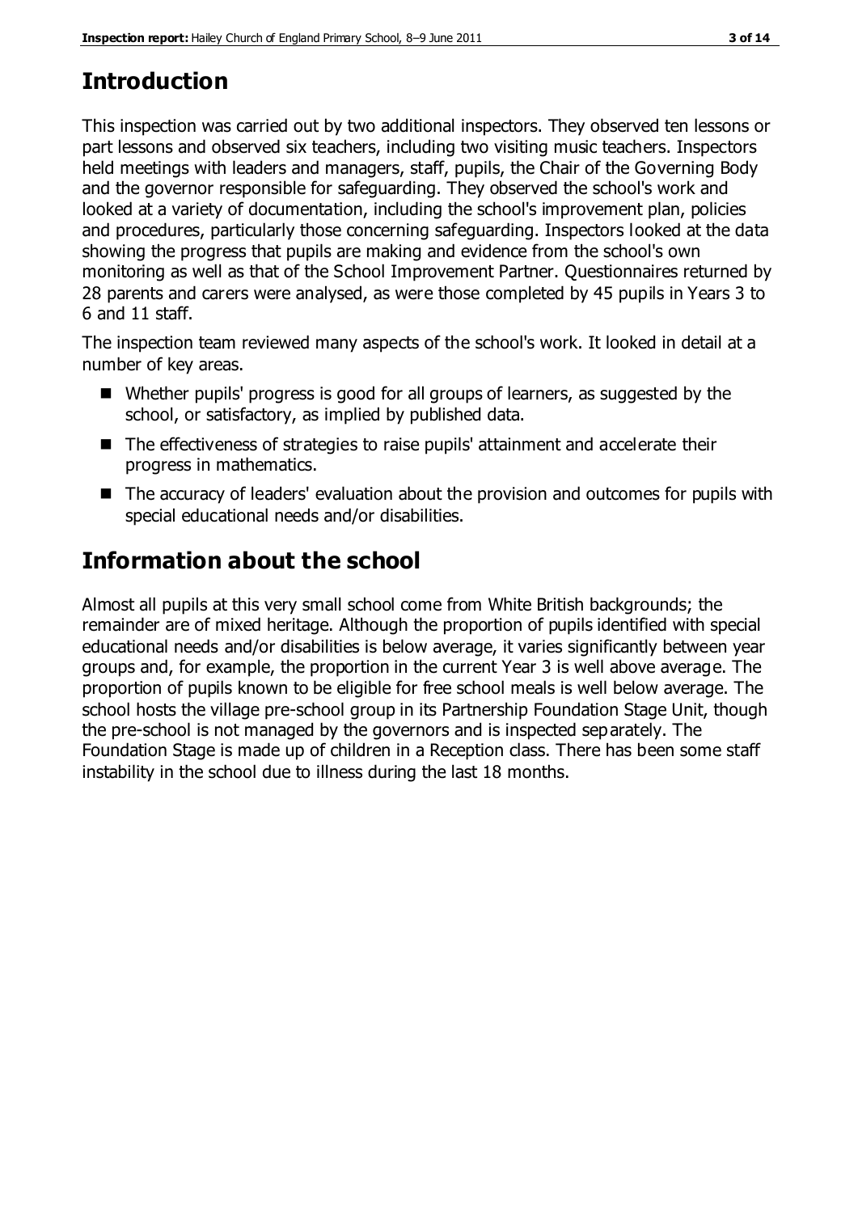## Introduction

This inspection was carried out by two additional inspectors. They observed ten lessons or part lessons and observed six teachers, including two visiting music teachers. Inspectors held meetings with leaders and managers, staff, pupils, the Chair of the Governing Body and the governor responsible for safeguarding. They observed the school's work and looked at a variety of documentation, including the school's improvement plan, policies and procedures, particularly those concerning safeguarding. Inspectors looked at the data showing the progress that pupils are making and evidence from the school's own monitoring as well as that of the School Improvement Partner. Questionnaires returned by 28 parents and carers were analysed, as were those completed by 45 pupils in Years 3 to 6 and 11 staff.

The inspection team reviewed many aspects of the school's work. It looked in detail at a number of key areas.

- Whether pupils' progress is good for all groups of learners, as suggested by the school, or satisfactory, as implied by published data.
- The effectiveness of strategies to raise pupils' attainment and accelerate their progress in mathematics.
- The accuracy of leaders' evaluation about the provision and outcomes for pupils with special educational needs and/or disabilities.

## Information about the school

Almost all pupils at this very small school come from White British backgrounds; the remainder are of mixed heritage. Although the proportion of pupils identified with special educational needs and/or disabilities is below average, it varies significantly between year groups and, for example, the proportion in the current Year 3 is well above average. The proportion of pupils known to be eligible for free school meals is well below average. The school hosts the village pre-school group in its Partnership Foundation Stage Unit, though the pre-school is not managed by the governors and is inspected separately. The Foundation Stage is made up of children in a Reception class. There has been some staff instability in the school due to illness during the last 18 months.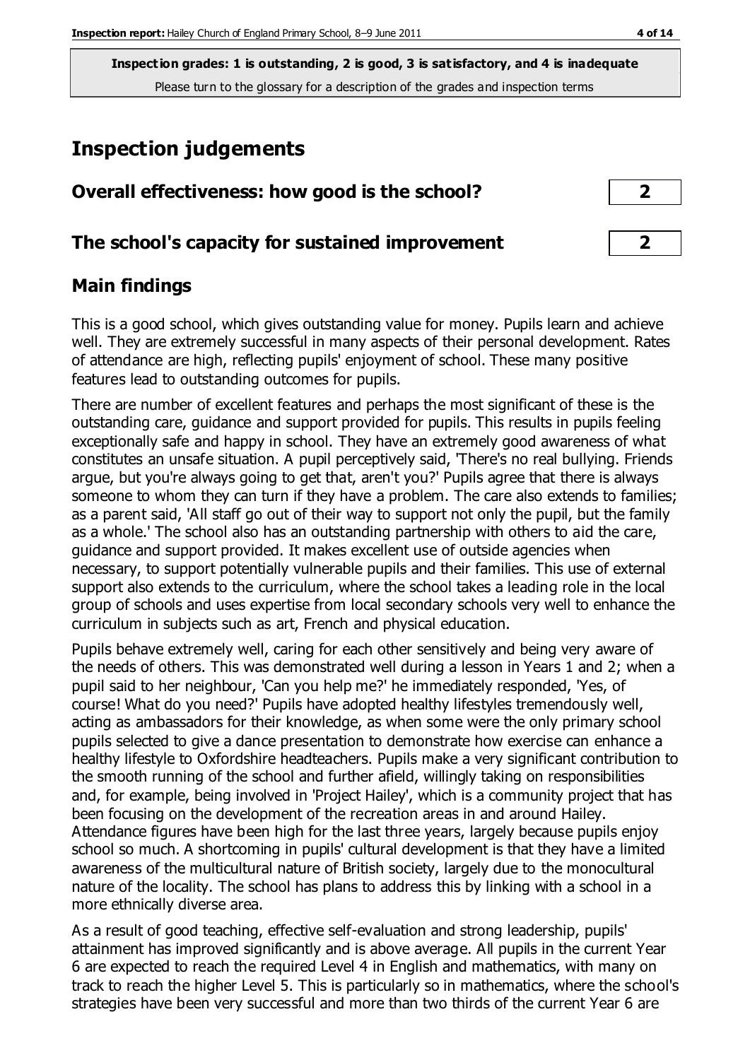**Inspection grades: 1 is outstanding, 2 is good, 3 is satisfactory, and 4 is inadequate**
Please turn to the glossary for a description of the grades and inspection terms

# Inspection judgements

| | |
|---|---|
| **Overall effectiveness: how good is the school?** | **2** |
| **The school's capacity for sustained improvement** | **2** |

## Main findings

This is a good school, which gives outstanding value for money. Pupils learn and achieve well. They are extremely successful in many aspects of their personal development. Rates of attendance are high, reflecting pupils' enjoyment of school. These many positive features lead to outstanding outcomes for pupils.

There are number of excellent features and perhaps the most significant of these is the outstanding care, guidance and support provided for pupils. This results in pupils feeling exceptionally safe and happy in school. They have an extremely good awareness of what constitutes an unsafe situation. A pupil perceptively said, 'There's no real bullying. Friends argue, but you're always going to get that, aren't you?' Pupils agree that there is always someone to whom they can turn if they have a problem. The care also extends to families; as a parent said, 'All staff go out of their way to support not only the pupil, but the family as a whole.' The school also has an outstanding partnership with others to aid the care, guidance and support provided. It makes excellent use of outside agencies when necessary, to support potentially vulnerable pupils and their families. This use of external support also extends to the curriculum, where the school takes a leading role in the local group of schools and uses expertise from local secondary schools very well to enhance the curriculum in subjects such as art, French and physical education.

Pupils behave extremely well, caring for each other sensitively and being very aware of the needs of others. This was demonstrated well during a lesson in Years 1 and 2; when a pupil said to her neighbour, 'Can you help me?' he immediately responded, 'Yes, of course! What do you need?' Pupils have adopted healthy lifestyles tremendously well, acting as ambassadors for their knowledge, as when some were the only primary school pupils selected to give a dance presentation to demonstrate how exercise can enhance a healthy lifestyle to Oxfordshire headteachers. Pupils make a very significant contribution to the smooth running of the school and further afield, willingly taking on responsibilities and, for example, being involved in 'Project Hailey', which is a community project that has been focusing on the development of the recreation areas in and around Hailey. Attendance figures have been high for the last three years, largely because pupils enjoy school so much. A shortcoming in pupils' cultural development is that they have a limited awareness of the multicultural nature of British society, largely due to the monocultural nature of the locality. The school has plans to address this by linking with a school in a more ethnically diverse area.

As a result of good teaching, effective self-evaluation and strong leadership, pupils' attainment has improved significantly and is above average. All pupils in the current Year 6 are expected to reach the required Level 4 in English and mathematics, with many on track to reach the higher Level 5. This is particularly so in mathematics, where the school's strategies have been very successful and more than two thirds of the current Year 6 are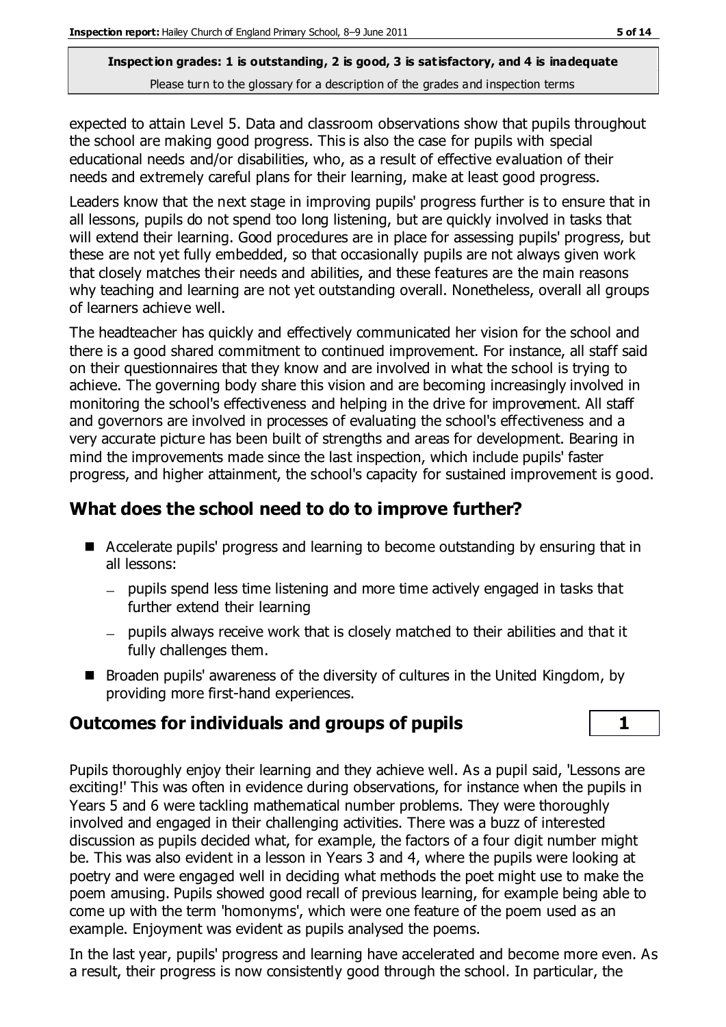expected to attain Level 5. Data and classroom observations show that pupils throughout the school are making good progress. This is also the case for pupils with special educational needs and/or disabilities, who, as a result of effective evaluation of their needs and extremely careful plans for their learning, make at least good progress.

Leaders know that the next stage in improving pupils' progress further is to ensure that in all lessons, pupils do not spend too long listening, but are quickly involved in tasks that will extend their learning. Good procedures are in place for assessing pupils' progress, but these are not yet fully embedded, so that occasionally pupils are not always given work that closely matches their needs and abilities, and these features are the main reasons why teaching and learning are not yet outstanding overall. Nonetheless, overall all groups of learners achieve well.

The headteacher has quickly and effectively communicated her vision for the school and there is a good shared commitment to continued improvement. For instance, all staff said on their questionnaires that they know and are involved in what the school is trying to achieve. The governing body share this vision and are becoming increasingly involved in monitoring the school's effectiveness and helping in the drive for improvement. All staff and governors are involved in processes of evaluating the school's effectiveness and a very accurate picture has been built of strengths and areas for development. Bearing in mind the improvements made since the last inspection, which include pupils' faster progress, and higher attainment, the school's capacity for sustained improvement is good.

## What does the school need to do to improve further?

- Accelerate pupils' progress and learning to become outstanding by ensuring that in all lessons:
  - pupils spend less time listening and more time actively engaged in tasks that further extend their learning
  - pupils always receive work that is closely matched to their abilities and that it fully challenges them.
- Broaden pupils' awareness of the diversity of cultures in the United Kingdom, by providing more first-hand experiences.

## Outcomes for individuals and groups of pupils — 1

Pupils thoroughly enjoy their learning and they achieve well. As a pupil said, 'Lessons are exciting!' This was often in evidence during observations, for instance when the pupils in Years 5 and 6 were tackling mathematical number problems. They were thoroughly involved and engaged in their challenging activities. There was a buzz of interested discussion as pupils decided what, for example, the factors of a four digit number might be. This was also evident in a lesson in Years 3 and 4, where the pupils were looking at poetry and were engaged well in deciding what methods the poet might use to make the poem amusing. Pupils showed good recall of previous learning, for example being able to come up with the term 'homonyms', which were one feature of the poem used as an example. Enjoyment was evident as pupils analysed the poems.

In the last year, pupils' progress and learning have accelerated and become more even. As a result, their progress is now consistently good through the school. In particular, the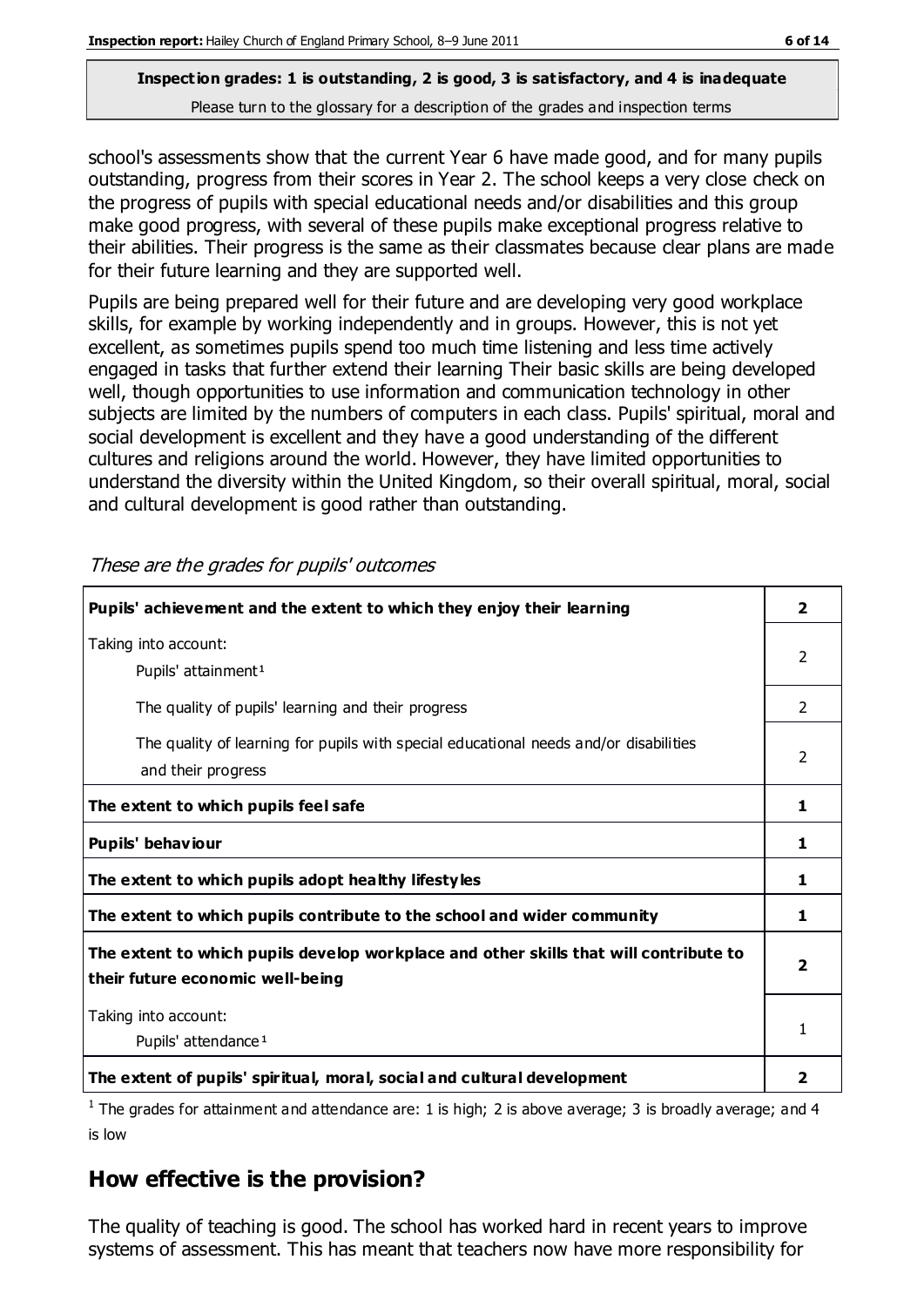**Inspection grades: 1 is outstanding, 2 is good, 3 is satisfactory, and 4 is inadequate**
Please turn to the glossary for a description of the grades and inspection terms

school's assessments show that the current Year 6 have made good, and for many pupils outstanding, progress from their scores in Year 2. The school keeps a very close check on the progress of pupils with special educational needs and/or disabilities and this group make good progress, with several of these pupils make exceptional progress relative to their abilities. Their progress is the same as their classmates because clear plans are made for their future learning and they are supported well.

Pupils are being prepared well for their future and are developing very good workplace skills, for example by working independently and in groups. However, this is not yet excellent, as sometimes pupils spend too much time listening and less time actively engaged in tasks that further extend their learning Their basic skills are being developed well, though opportunities to use information and communication technology in other subjects are limited by the numbers of computers in each class. Pupils' spiritual, moral and social development is excellent and they have a good understanding of the different cultures and religions around the world. However, they have limited opportunities to understand the diversity within the United Kingdom, so their overall spiritual, moral, social and cultural development is good rather than outstanding.

*These are the grades for pupils' outcomes*

| | |
|---|---|
| **Pupils' achievement and the extent to which they enjoy their learning** | **2** |
| Taking into account: Pupils' attainment[1] | 2 |
| The quality of pupils' learning and their progress | 2 |
| The quality of learning for pupils with special educational needs and/or disabilities and their progress | 2 |
| **The extent to which pupils feel safe** | **1** |
| **Pupils' behaviour** | **1** |
| **The extent to which pupils adopt healthy lifestyles** | **1** |
| **The extent to which pupils contribute to the school and wider community** | **1** |
| **The extent to which pupils develop workplace and other skills that will contribute to their future economic well-being** | **2** |
| Taking into account: Pupils' attendance[1] | 1 |
| **The extent of pupils' spiritual, moral, social and cultural development** | **2** |

[1] The grades for attainment and attendance are: 1 is high; 2 is above average; 3 is broadly average; and 4 is low

## How effective is the provision?

The quality of teaching is good. The school has worked hard in recent years to improve systems of assessment. This has meant that teachers now have more responsibility for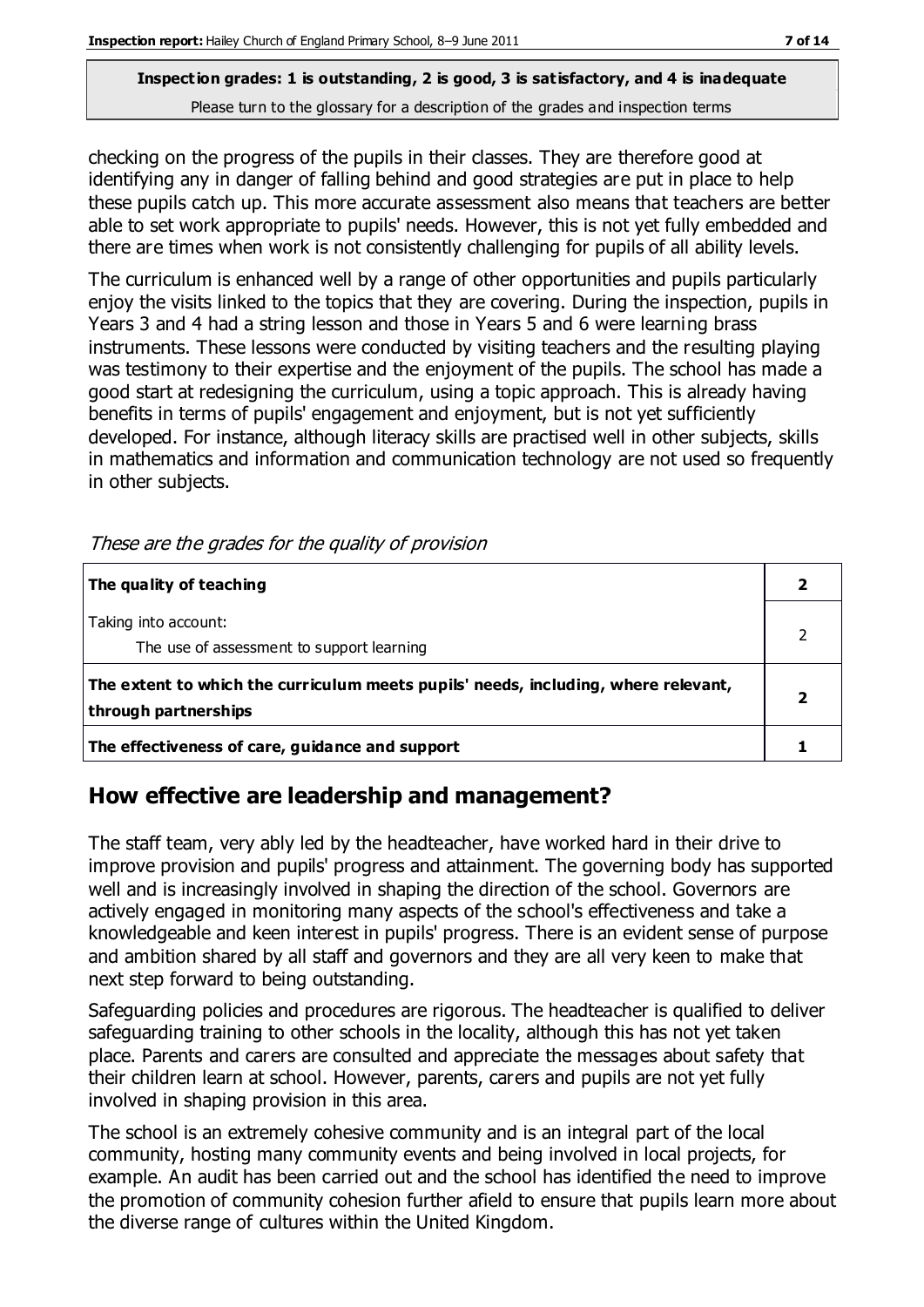**Inspection grades: 1 is outstanding, 2 is good, 3 is satisfactory, and 4 is inadequate**

Please turn to the glossary for a description of the grades and inspection terms

checking on the progress of the pupils in their classes. They are therefore good at identifying any in danger of falling behind and good strategies are put in place to help these pupils catch up. This more accurate assessment also means that teachers are better able to set work appropriate to pupils' needs. However, this is not yet fully embedded and there are times when work is not consistently challenging for pupils of all ability levels.

The curriculum is enhanced well by a range of other opportunities and pupils particularly enjoy the visits linked to the topics that they are covering. During the inspection, pupils in Years 3 and 4 had a string lesson and those in Years 5 and 6 were learning brass instruments. These lessons were conducted by visiting teachers and the resulting playing was testimony to their expertise and the enjoyment of the pupils. The school has made a good start at redesigning the curriculum, using a topic approach. This is already having benefits in terms of pupils' engagement and enjoyment, but is not yet sufficiently developed. For instance, although literacy skills are practised well in other subjects, skills in mathematics and information and communication technology are not used so frequently in other subjects.

*These are the grades for the quality of provision*

| | |
|---|---|
| **The quality of teaching** | **2** |
| Taking into account:<br>The use of assessment to support learning | 2 |
| **The extent to which the curriculum meets pupils' needs, including, where relevant, through partnerships** | **2** |
| **The effectiveness of care, guidance and support** | **1** |

## How effective are leadership and management?

The staff team, very ably led by the headteacher, have worked hard in their drive to improve provision and pupils' progress and attainment. The governing body has supported well and is increasingly involved in shaping the direction of the school. Governors are actively engaged in monitoring many aspects of the school's effectiveness and take a knowledgeable and keen interest in pupils' progress. There is an evident sense of purpose and ambition shared by all staff and governors and they are all very keen to make that next step forward to being outstanding.

Safeguarding policies and procedures are rigorous. The headteacher is qualified to deliver safeguarding training to other schools in the locality, although this has not yet taken place. Parents and carers are consulted and appreciate the messages about safety that their children learn at school. However, parents, carers and pupils are not yet fully involved in shaping provision in this area.

The school is an extremely cohesive community and is an integral part of the local community, hosting many community events and being involved in local projects, for example. An audit has been carried out and the school has identified the need to improve the promotion of community cohesion further afield to ensure that pupils learn more about the diverse range of cultures within the United Kingdom.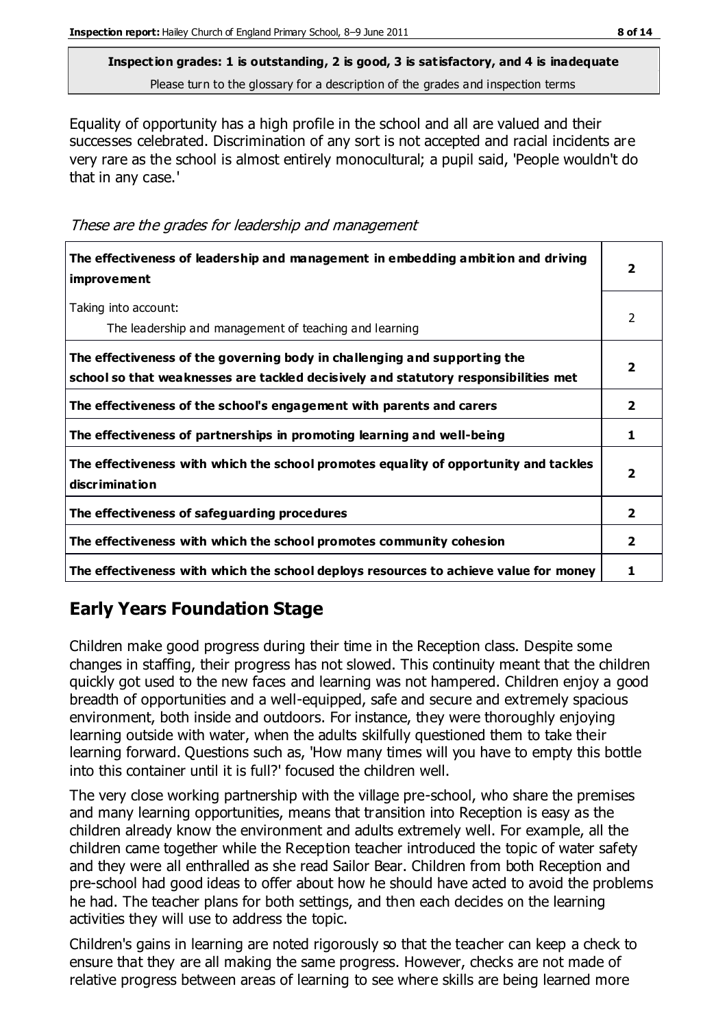**Inspection grades: 1 is outstanding, 2 is good, 3 is satisfactory, and 4 is inadequate**

Please turn to the glossary for a description of the grades and inspection terms

Equality of opportunity has a high profile in the school and all are valued and their successes celebrated. Discrimination of any sort is not accepted and racial incidents are very rare as the school is almost entirely monocultural; a pupil said, 'People wouldn't do that in any case.'

*These are the grades for leadership and management*

| | |
|---|---|
| **The effectiveness of leadership and management in embedding ambition and driving improvement** | **2** |
| Taking into account:<br>The leadership and management of teaching and learning | 2 |
| **The effectiveness of the governing body in challenging and supporting the school so that weaknesses are tackled decisively and statutory responsibilities met** | **2** |
| **The effectiveness of the school's engagement with parents and carers** | **2** |
| **The effectiveness of partnerships in promoting learning and well-being** | **1** |
| **The effectiveness with which the school promotes equality of opportunity and tackles discrimination** | **2** |
| **The effectiveness of safeguarding procedures** | **2** |
| **The effectiveness with which the school promotes community cohesion** | **2** |
| **The effectiveness with which the school deploys resources to achieve value for money** | **1** |

## Early Years Foundation Stage

Children make good progress during their time in the Reception class. Despite some changes in staffing, their progress has not slowed. This continuity meant that the children quickly got used to the new faces and learning was not hampered. Children enjoy a good breadth of opportunities and a well-equipped, safe and secure and extremely spacious environment, both inside and outdoors. For instance, they were thoroughly enjoying learning outside with water, when the adults skilfully questioned them to take their learning forward. Questions such as, 'How many times will you have to empty this bottle into this container until it is full?' focused the children well.

The very close working partnership with the village pre-school, who share the premises and many learning opportunities, means that transition into Reception is easy as the children already know the environment and adults extremely well. For example, all the children came together while the Reception teacher introduced the topic of water safety and they were all enthralled as she read Sailor Bear. Children from both Reception and pre-school had good ideas to offer about how he should have acted to avoid the problems he had. The teacher plans for both settings, and then each decides on the learning activities they will use to address the topic.

Children's gains in learning are noted rigorously so that the teacher can keep a check to ensure that they are all making the same progress. However, checks are not made of relative progress between areas of learning to see where skills are being learned more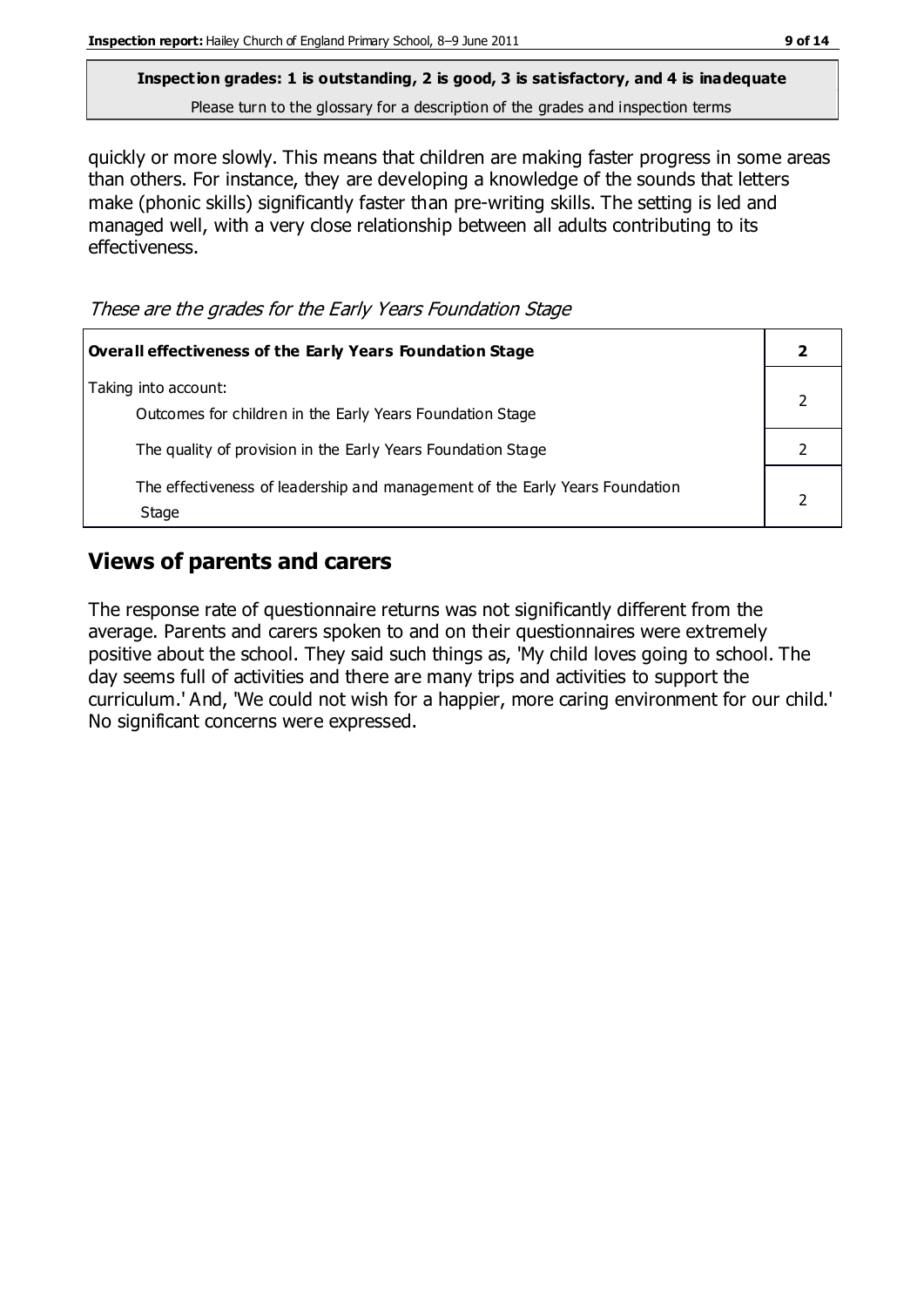**Inspection grades: 1 is outstanding, 2 is good, 3 is satisfactory, and 4 is inadequate**

Please turn to the glossary for a description of the grades and inspection terms

quickly or more slowly. This means that children are making faster progress in some areas than others. For instance, they are developing a knowledge of the sounds that letters make (phonic skills) significantly faster than pre-writing skills. The setting is led and managed well, with a very close relationship between all adults contributing to its effectiveness.

*These are the grades for the Early Years Foundation Stage*

| **Overall effectiveness of the Early Years Foundation Stage** | **2** |
|---|---|
| Taking into account: Outcomes for children in the Early Years Foundation Stage | 2 |
| The quality of provision in the Early Years Foundation Stage | 2 |
| The effectiveness of leadership and management of the Early Years Foundation Stage | 2 |

## Views of parents and carers

The response rate of questionnaire returns was not significantly different from the average. Parents and carers spoken to and on their questionnaires were extremely positive about the school. They said such things as, 'My child loves going to school. The day seems full of activities and there are many trips and activities to support the curriculum.' And, 'We could not wish for a happier, more caring environment for our child.' No significant concerns were expressed.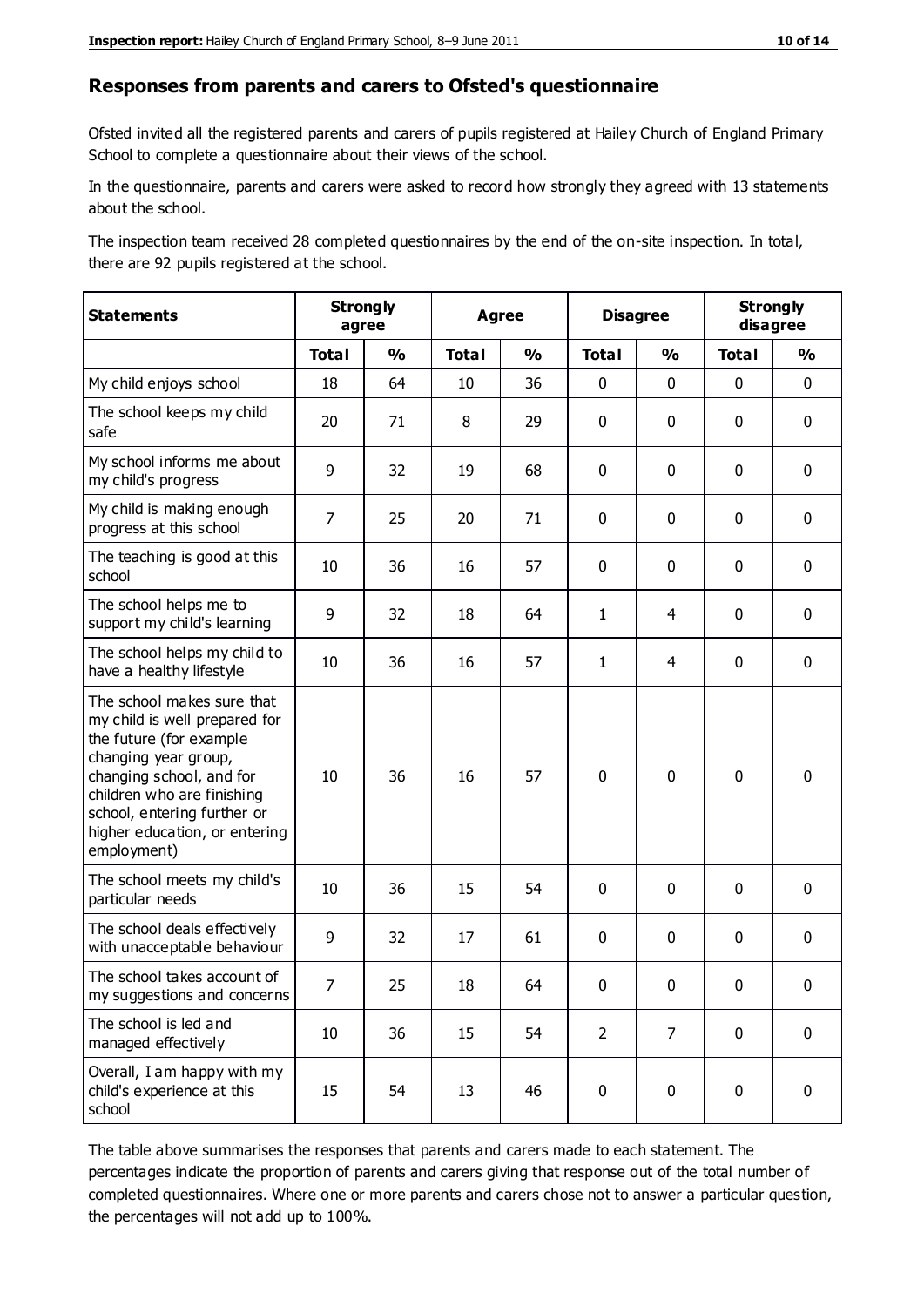## Responses from parents and carers to Ofsted's questionnaire

Ofsted invited all the registered parents and carers of pupils registered at Hailey Church of England Primary School to complete a questionnaire about their views of the school.

In the questionnaire, parents and carers were asked to record how strongly they agreed with 13 statements about the school.

The inspection team received 28 completed questionnaires by the end of the on-site inspection. In total, there are 92 pupils registered at the school.

| Statements | Strongly agree | | Agree | | Disagree | | Strongly disagree | |
|---|---|---|---|---|---|---|---|---|
| | Total | % | Total | % | Total | % | Total | % |
| My child enjoys school | 18 | 64 | 10 | 36 | 0 | 0 | 0 | 0 |
| The school keeps my child safe | 20 | 71 | 8 | 29 | 0 | 0 | 0 | 0 |
| My school informs me about my child's progress | 9 | 32 | 19 | 68 | 0 | 0 | 0 | 0 |
| My child is making enough progress at this school | 7 | 25 | 20 | 71 | 0 | 0 | 0 | 0 |
| The teaching is good at this school | 10 | 36 | 16 | 57 | 0 | 0 | 0 | 0 |
| The school helps me to support my child's learning | 9 | 32 | 18 | 64 | 1 | 4 | 0 | 0 |
| The school helps my child to have a healthy lifestyle | 10 | 36 | 16 | 57 | 1 | 4 | 0 | 0 |
| The school makes sure that my child is well prepared for the future (for example changing year group, changing school, and for children who are finishing school, entering further or higher education, or entering employment) | 10 | 36 | 16 | 57 | 0 | 0 | 0 | 0 |
| The school meets my child's particular needs | 10 | 36 | 15 | 54 | 0 | 0 | 0 | 0 |
| The school deals effectively with unacceptable behaviour | 9 | 32 | 17 | 61 | 0 | 0 | 0 | 0 |
| The school takes account of my suggestions and concerns | 7 | 25 | 18 | 64 | 0 | 0 | 0 | 0 |
| The school is led and managed effectively | 10 | 36 | 15 | 54 | 2 | 7 | 0 | 0 |
| Overall, I am happy with my child's experience at this school | 15 | 54 | 13 | 46 | 0 | 0 | 0 | 0 |

The table above summarises the responses that parents and carers made to each statement. The percentages indicate the proportion of parents and carers giving that response out of the total number of completed questionnaires. Where one or more parents and carers chose not to answer a particular question, the percentages will not add up to 100%.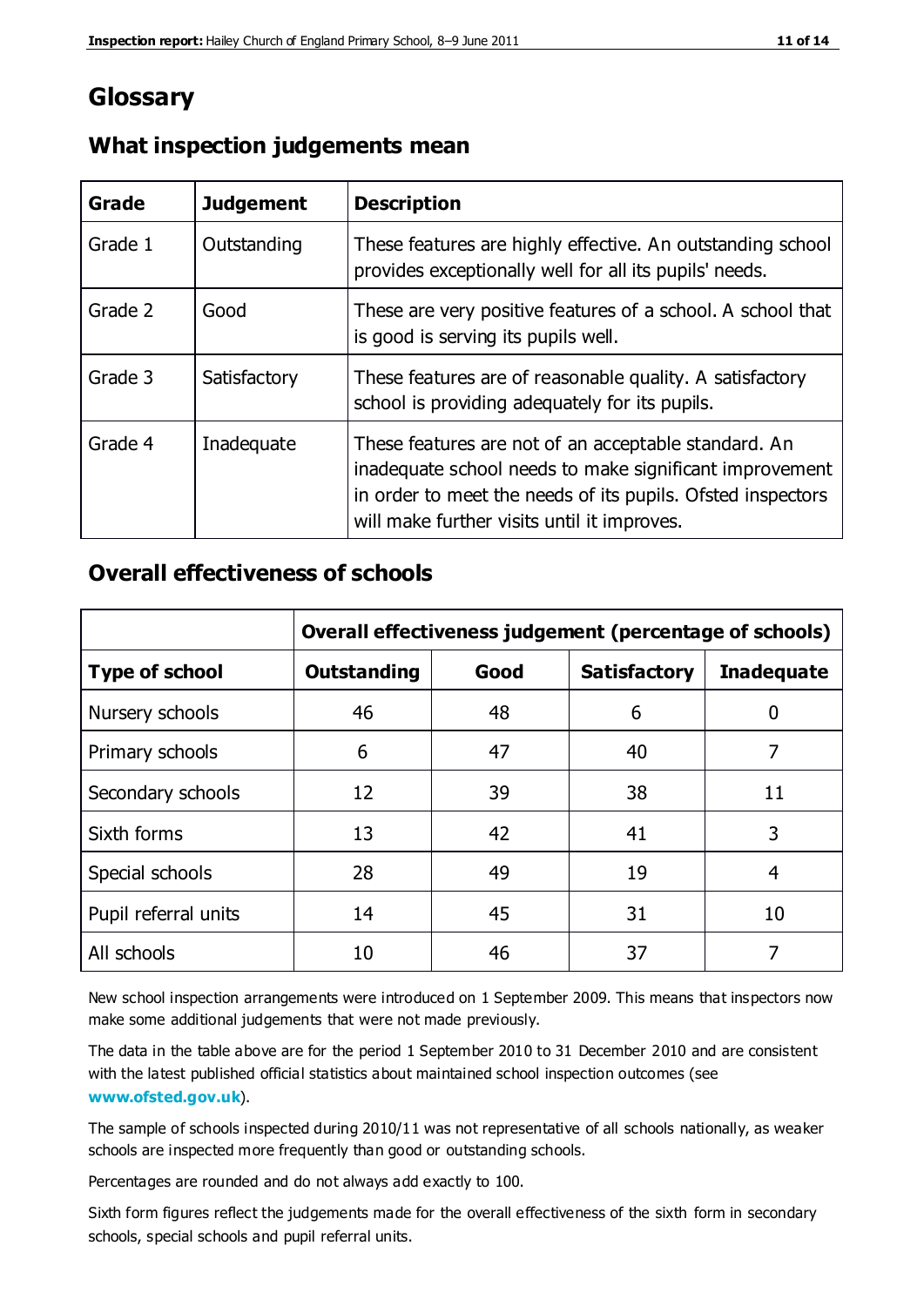# Glossary

## What inspection judgements mean

| Grade | Judgement | Description |
|---|---|---|
| Grade 1 | Outstanding | These features are highly effective. An outstanding school provides exceptionally well for all its pupils' needs. |
| Grade 2 | Good | These are very positive features of a school. A school that is good is serving its pupils well. |
| Grade 3 | Satisfactory | These features are of reasonable quality. A satisfactory school is providing adequately for its pupils. |
| Grade 4 | Inadequate | These features are not of an acceptable standard. An inadequate school needs to make significant improvement in order to meet the needs of its pupils. Ofsted inspectors will make further visits until it improves. |

## Overall effectiveness of schools

| | Overall effectiveness judgement (percentage of schools) | | | |
|---|---|---|---|---|
| **Type of school** | **Outstanding** | **Good** | **Satisfactory** | **Inadequate** |
| Nursery schools | 46 | 48 | 6 | 0 |
| Primary schools | 6 | 47 | 40 | 7 |
| Secondary schools | 12 | 39 | 38 | 11 |
| Sixth forms | 13 | 42 | 41 | 3 |
| Special schools | 28 | 49 | 19 | 4 |
| Pupil referral units | 14 | 45 | 31 | 10 |
| All schools | 10 | 46 | 37 | 7 |

New school inspection arrangements were introduced on 1 September 2009. This means that inspectors now make some additional judgements that were not made previously.

The data in the table above are for the period 1 September 2010 to 31 December 2010 and are consistent with the latest published official statistics about maintained school inspection outcomes (see **www.ofsted.gov.uk**).

The sample of schools inspected during 2010/11 was not representative of all schools nationally, as weaker schools are inspected more frequently than good or outstanding schools.

Percentages are rounded and do not always add exactly to 100.

Sixth form figures reflect the judgements made for the overall effectiveness of the sixth form in secondary schools, special schools and pupil referral units.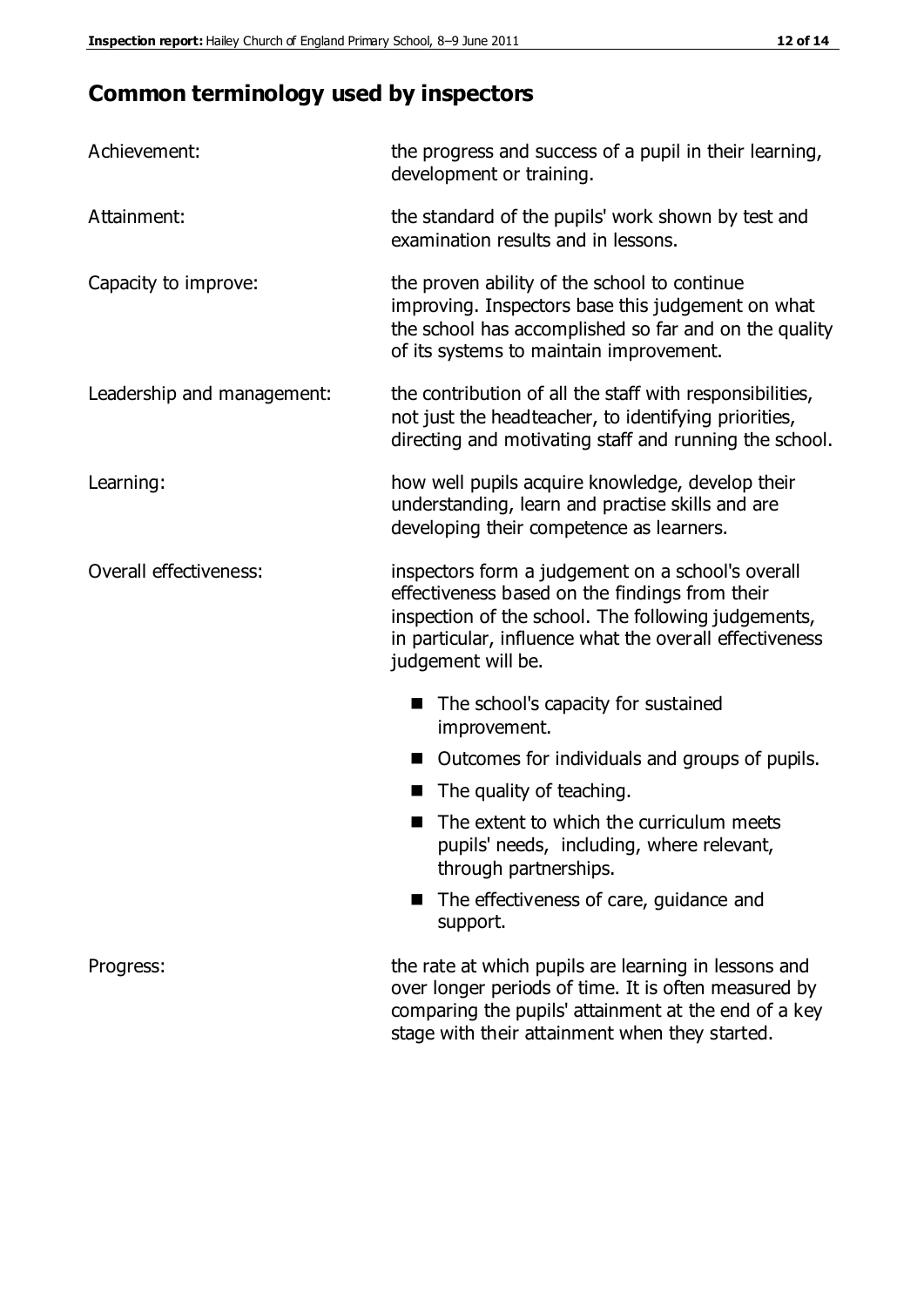## Common terminology used by inspectors

| | |
|---|---|
| Achievement: | the progress and success of a pupil in their learning, development or training. |
| Attainment: | the standard of the pupils' work shown by test and examination results and in lessons. |
| Capacity to improve: | the proven ability of the school to continue improving. Inspectors base this judgement on what the school has accomplished so far and on the quality of its systems to maintain improvement. |
| Leadership and management: | the contribution of all the staff with responsibilities, not just the headteacher, to identifying priorities, directing and motivating staff and running the school. |
| Learning: | how well pupils acquire knowledge, develop their understanding, learn and practise skills and are developing their competence as learners. |
| Overall effectiveness: | inspectors form a judgement on a school's overall effectiveness based on the findings from their inspection of the school. The following judgements, in particular, influence what the overall effectiveness judgement will be.<br>■ The school's capacity for sustained improvement.<br>■ Outcomes for individuals and groups of pupils.<br>■ The quality of teaching.<br>■ The extent to which the curriculum meets pupils' needs, including, where relevant, through partnerships.<br>■ The effectiveness of care, guidance and support. |
| Progress: | the rate at which pupils are learning in lessons and over longer periods of time. It is often measured by comparing the pupils' attainment at the end of a key stage with their attainment when they started. |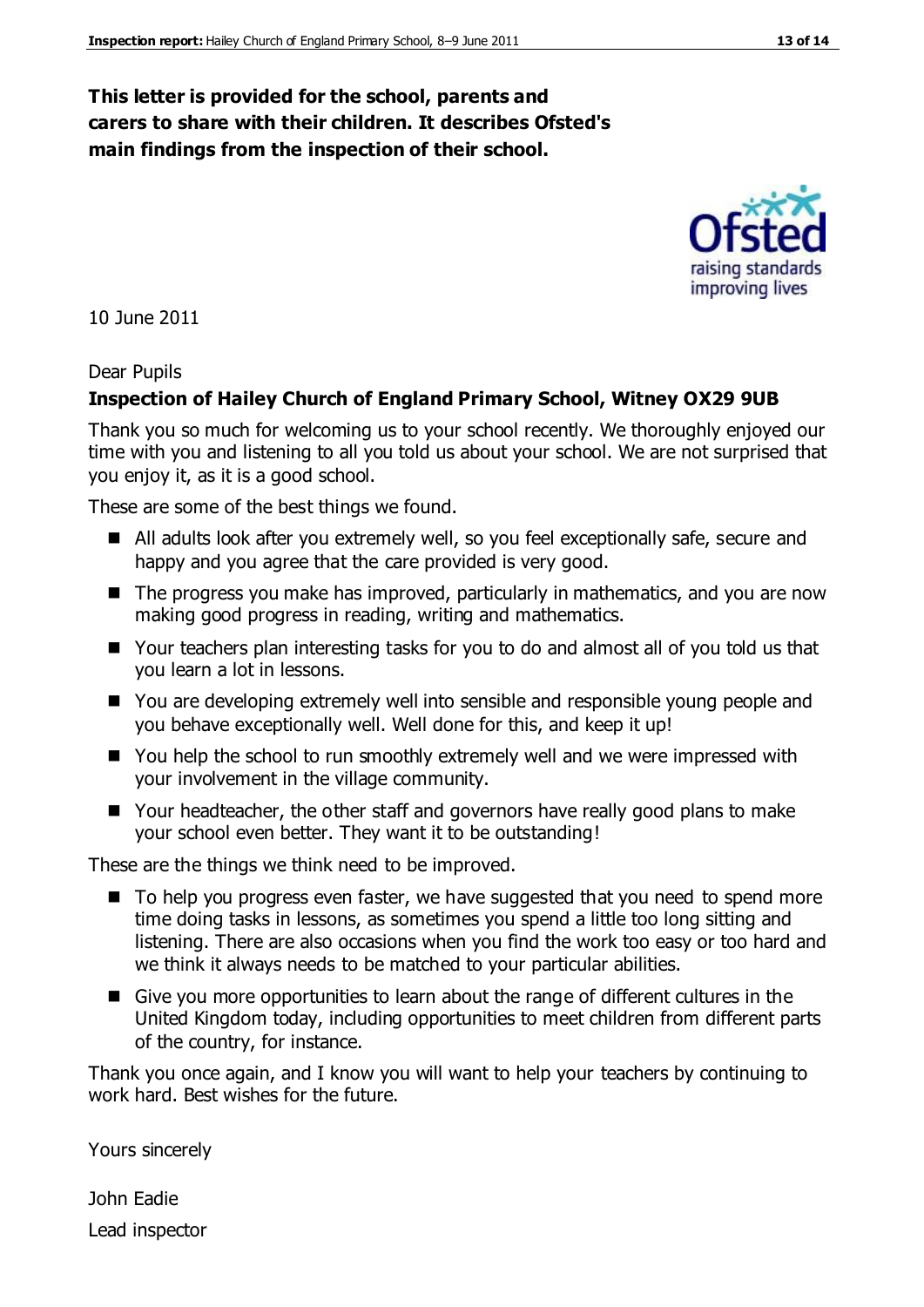**This letter is provided for the school, parents and carers to share with their children. It describes Ofsted's main findings from the inspection of their school.**

10 June 2011

Dear Pupils

**Inspection of Hailey Church of England Primary School, Witney OX29 9UB**

Thank you so much for welcoming us to your school recently. We thoroughly enjoyed our time with you and listening to all you told us about your school. We are not surprised that you enjoy it, as it is a good school.

These are some of the best things we found.

- All adults look after you extremely well, so you feel exceptionally safe, secure and happy and you agree that the care provided is very good.
- The progress you make has improved, particularly in mathematics, and you are now making good progress in reading, writing and mathematics.
- Your teachers plan interesting tasks for you to do and almost all of you told us that you learn a lot in lessons.
- You are developing extremely well into sensible and responsible young people and you behave exceptionally well. Well done for this, and keep it up!
- You help the school to run smoothly extremely well and we were impressed with your involvement in the village community.
- Your headteacher, the other staff and governors have really good plans to make your school even better. They want it to be outstanding!

These are the things we think need to be improved.

- To help you progress even faster, we have suggested that you need to spend more time doing tasks in lessons, as sometimes you spend a little too long sitting and listening. There are also occasions when you find the work too easy or too hard and we think it always needs to be matched to your particular abilities.
- Give you more opportunities to learn about the range of different cultures in the United Kingdom today, including opportunities to meet children from different parts of the country, for instance.

Thank you once again, and I know you will want to help your teachers by continuing to work hard. Best wishes for the future.

Yours sincerely

John Eadie

Lead inspector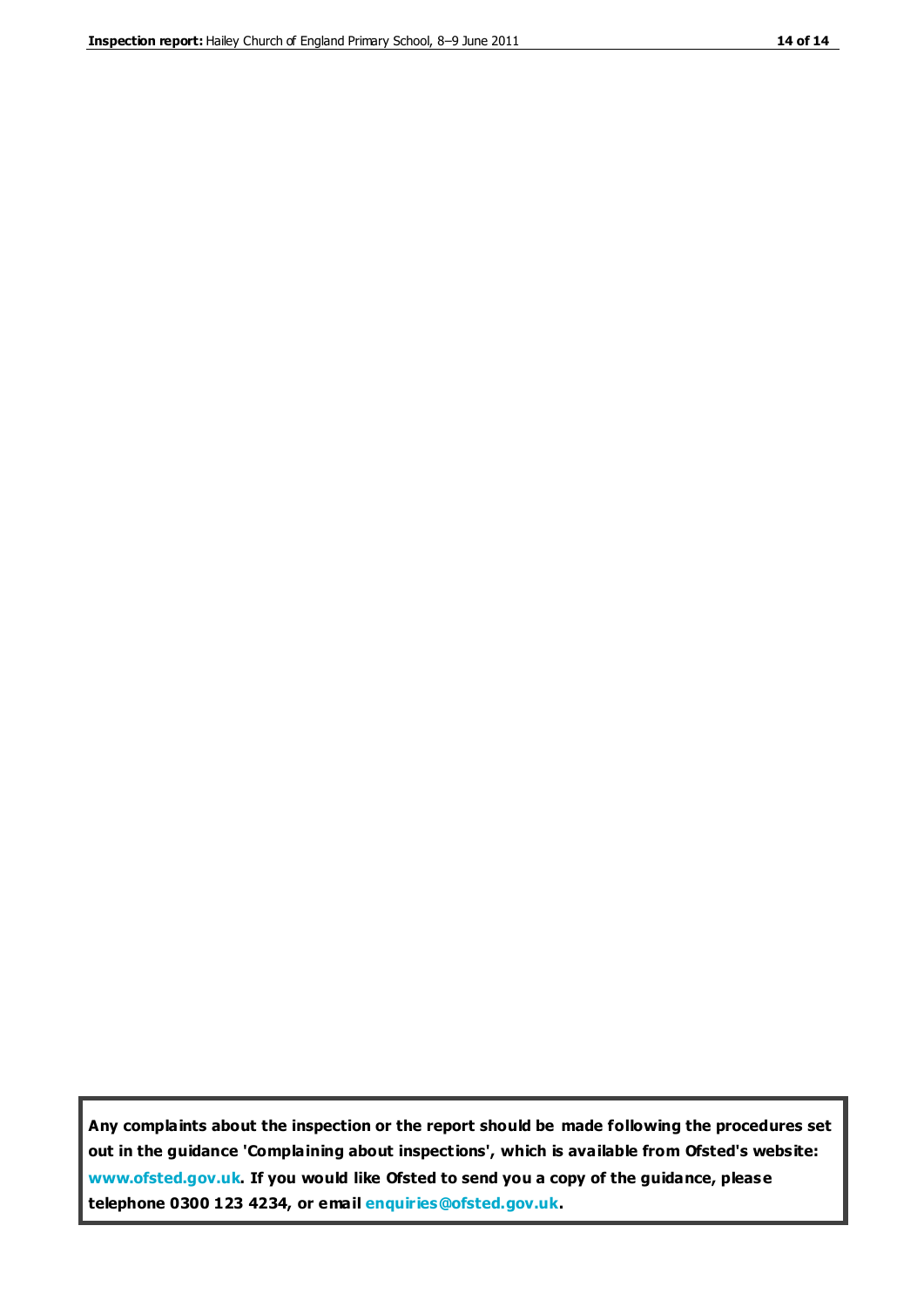**Any complaints about the inspection or the report should be made following the procedures set out in the guidance 'Complaining about inspections', which is available from Ofsted's website: www.ofsted.gov.uk. If you would like Ofsted to send you a copy of the guidance, please telephone 0300 123 4234, or email enquiries@ofsted.gov.uk.**